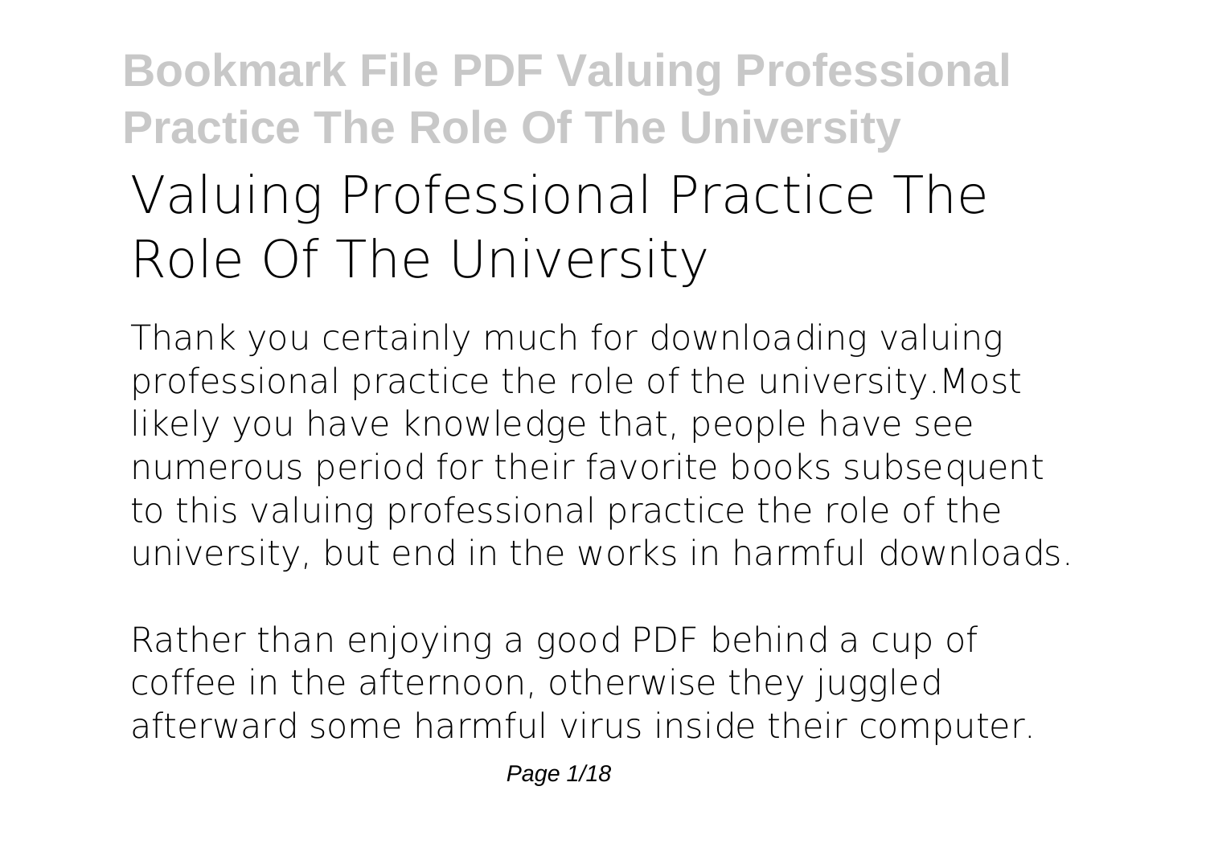# Valuing Professional Practice The Role Of The University

Thank you certainly much for downloading valuing professional practice the role of the university.Most likely you have knowledge that, people have see numerous period for their favorite books subsequent to this valuing professional practice the role of the university, but end in the works in harmful downloads.

Rather than enjoying a good PDF behind a cup of coffee in the afternoon, otherwise they juggled afterward some harmful virus inside their computer.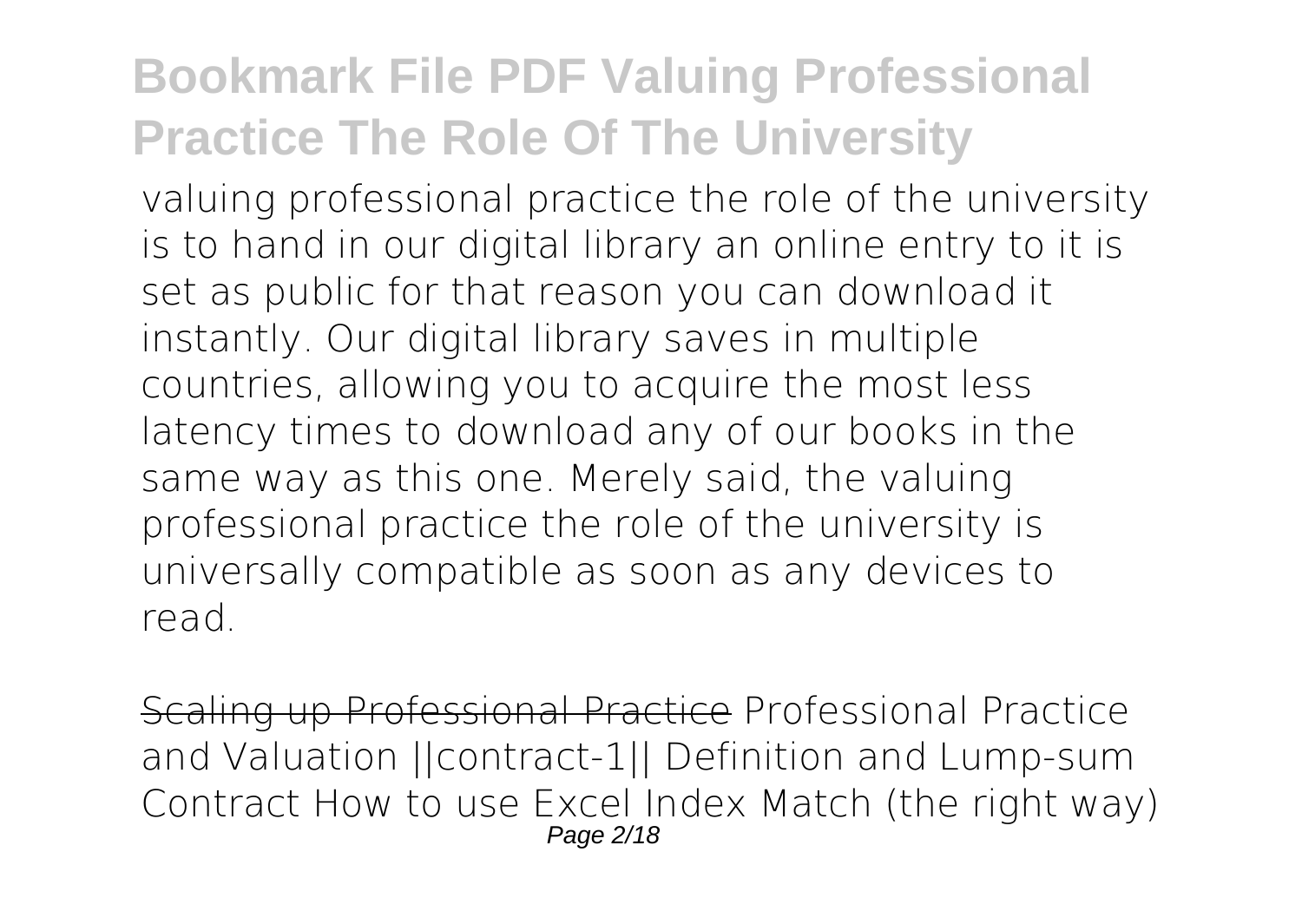valuing professional practice the role of the university is to hand in our digital library an online entry to it is set as public for that reason you can download it instantly. Our digital library saves in multiple countries, allowing you to acquire the most less latency times to download any of our books in the same way as this one. Merely said, the valuing professional practice the role of the university is universally compatible as soon as any devices to read.

~~Scaling up Professional Practice~~ Professional Practice and Valuation ||contract-1|| Definition and Lump-sum Contract How to use Excel Index Match (the right way)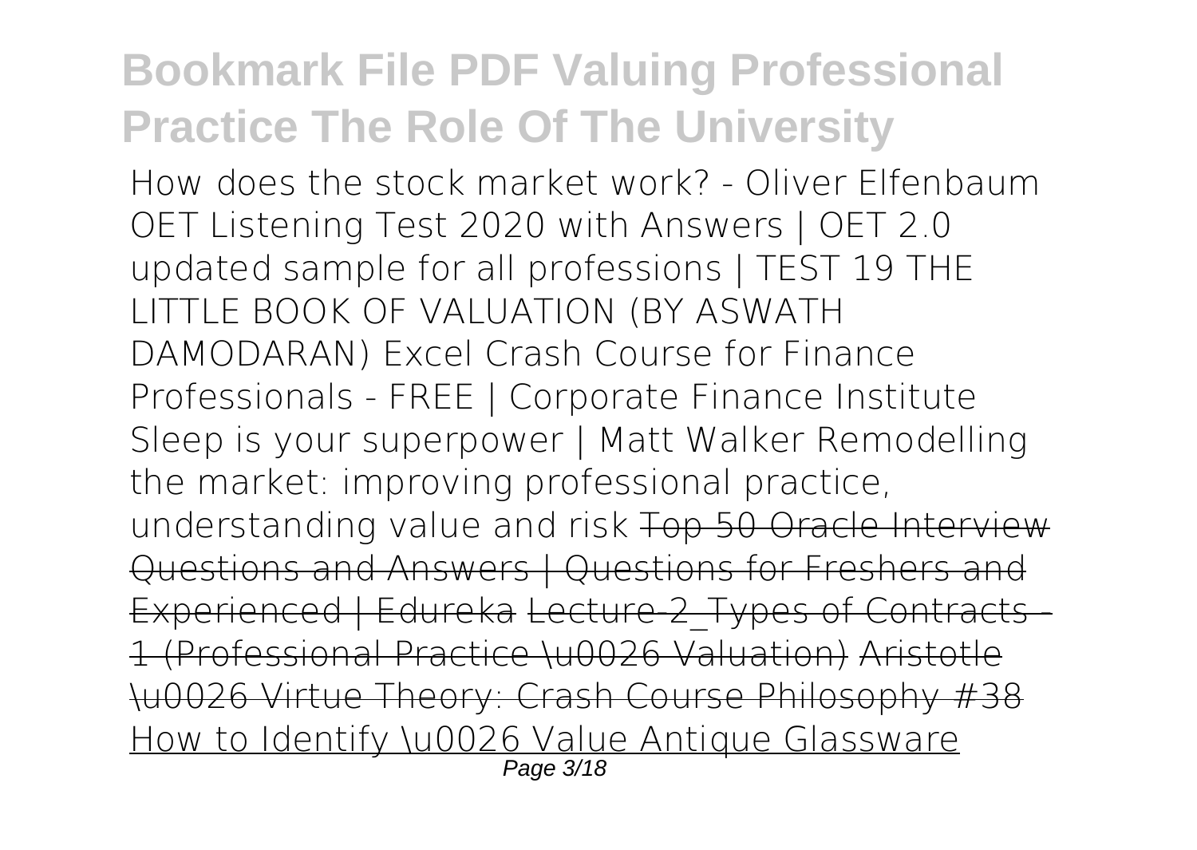How does the stock market work? - Oliver Elfenbaum OET Listening Test 2020 with Answers | OET 2.0 updated sample for all professions | TEST 19 THE LITTLE BOOK OF VALUATION (BY ASWATH DAMODARAN) Excel Crash Course for Finance Professionals - FREE | Corporate Finance Institute Sleep is your superpower | Matt Walker Remodelling the market: improving professional practice, understanding value and risk ~~Top 50 Oracle Interview Questions and Answers | Questions for Freshers and Experienced | Edureka~~ ~~Lecture-2_Types of Contracts - 1 (Professional Practice \u0026 Valuation)~~ ~~Aristotle \u0026 Virtue Theory: Crash Course Philosophy #38~~ How to Identify \u0026 Value Antique Glassware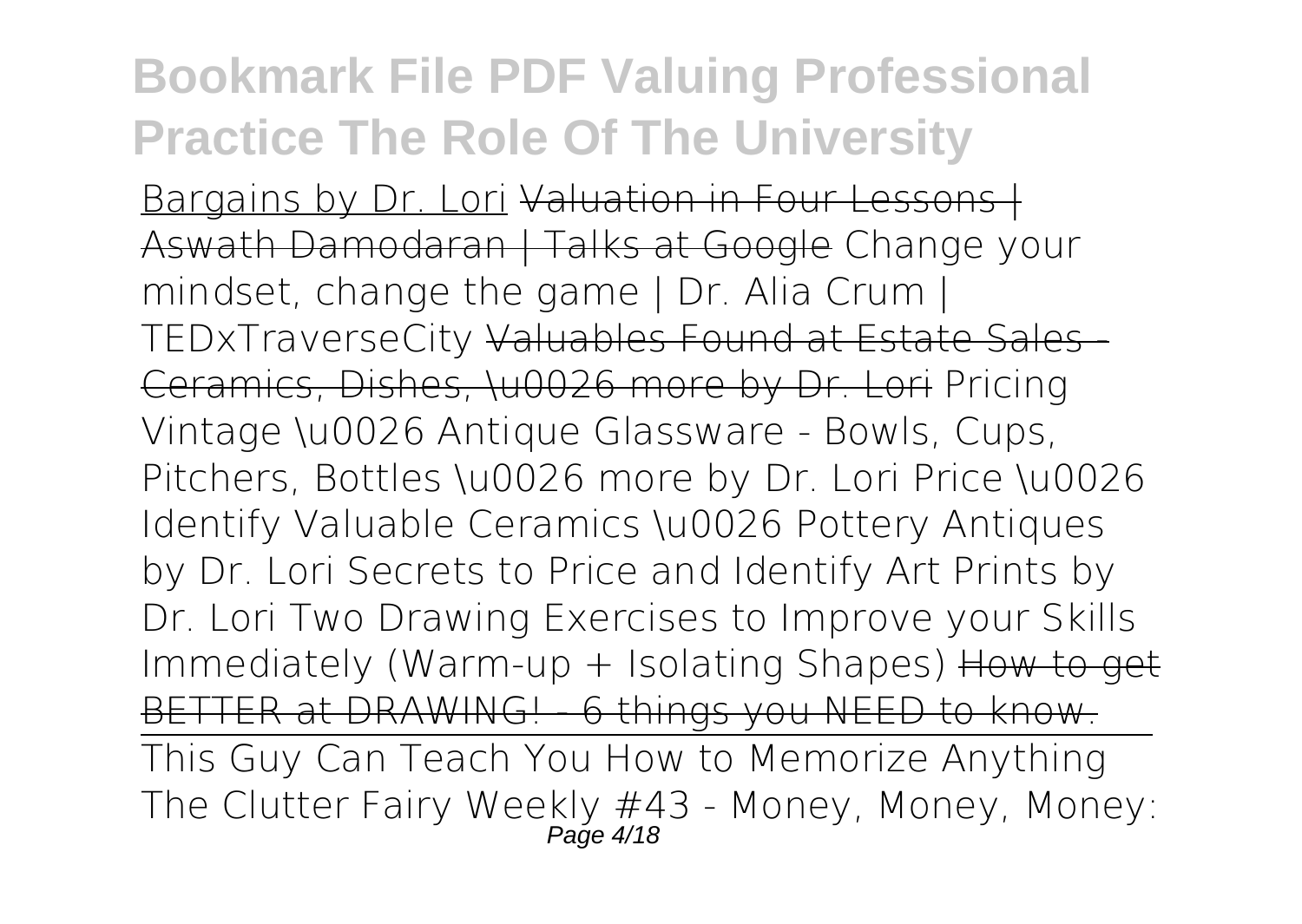Bargains by Dr. Lori ~~Valuation in Four Lessons | Aswath Damodaran | Talks at Google~~ Change your mindset, change the game | Dr. Alia Crum | TEDxTraverseCity ~~Valuables Found at Estate Sales - Ceramics, Dishes, \u0026 more by Dr. Lori~~ Pricing Vintage \u0026 Antique Glassware - Bowls, Cups, Pitchers, Bottles \u0026 more by Dr. Lori Price \u0026 Identify Valuable Ceramics \u0026 Pottery Antiques by Dr. Lori Secrets to Price and Identify Art Prints by Dr. Lori Two Drawing Exercises to Improve your Skills Immediately (Warm-up + Isolating Shapes) ~~How to get BETTER at DRAWING! - 6 things you NEED to know.~~

This Guy Can Teach You How to Memorize Anything

The Clutter Fairy Weekly #43 - Money, Money, Money: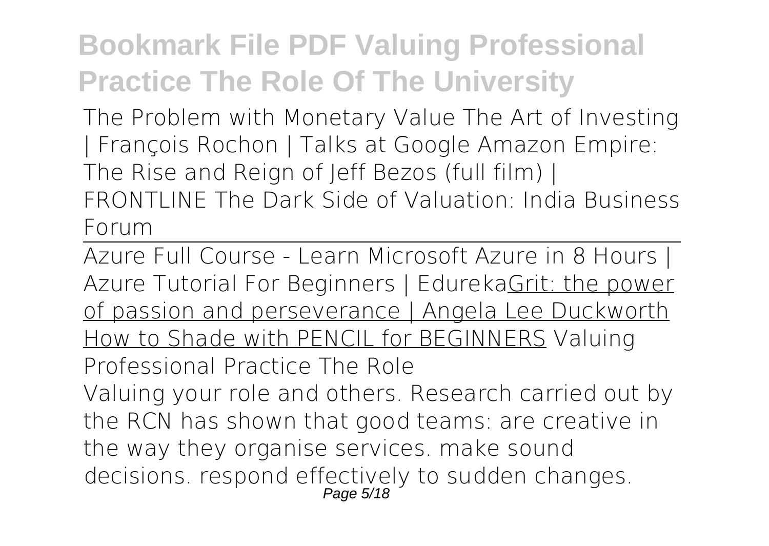**The Problem with Monetary Value** **The Art of Investing | François Rochon | Talks at Google** **Amazon Empire: The Rise and Reign of Jeff Bezos (full film) | FRONTLINE** **The Dark Side of Valuation: India Business Forum**

---

Azure Full Course - Learn Microsoft Azure in 8 Hours | Azure Tutorial For Beginners | EdurekaGrit: the power of passion and perseverance | Angela Lee Duckworth How to Shade with PENCIL for BEGINNERS **Valuing Professional Practice The Role**

Valuing your role and others. Research carried out by the RCN has shown that good teams: are creative in the way they organise services. make sound decisions. respond effectively to sudden changes.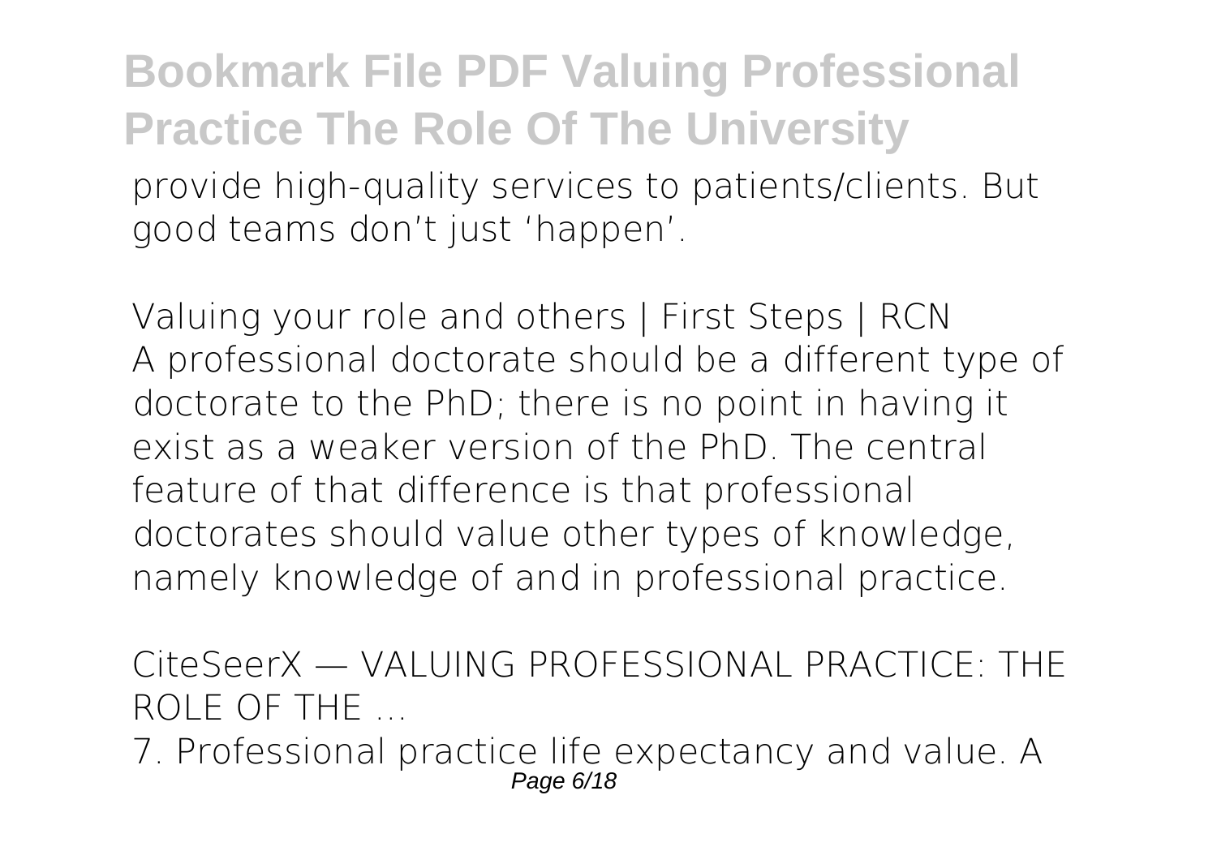provide high-quality services to patients/clients. But good teams don't just 'happen'.

Valuing your role and others | First Steps | RCN
A professional doctorate should be a different type of doctorate to the PhD; there is no point in having it exist as a weaker version of the PhD. The central feature of that difference is that professional doctorates should value other types of knowledge, namely knowledge of and in professional practice.

CiteSeerX — VALUING PROFESSIONAL PRACTICE: THE ROLE OF THE ...

7. Professional practice life expectancy and value. A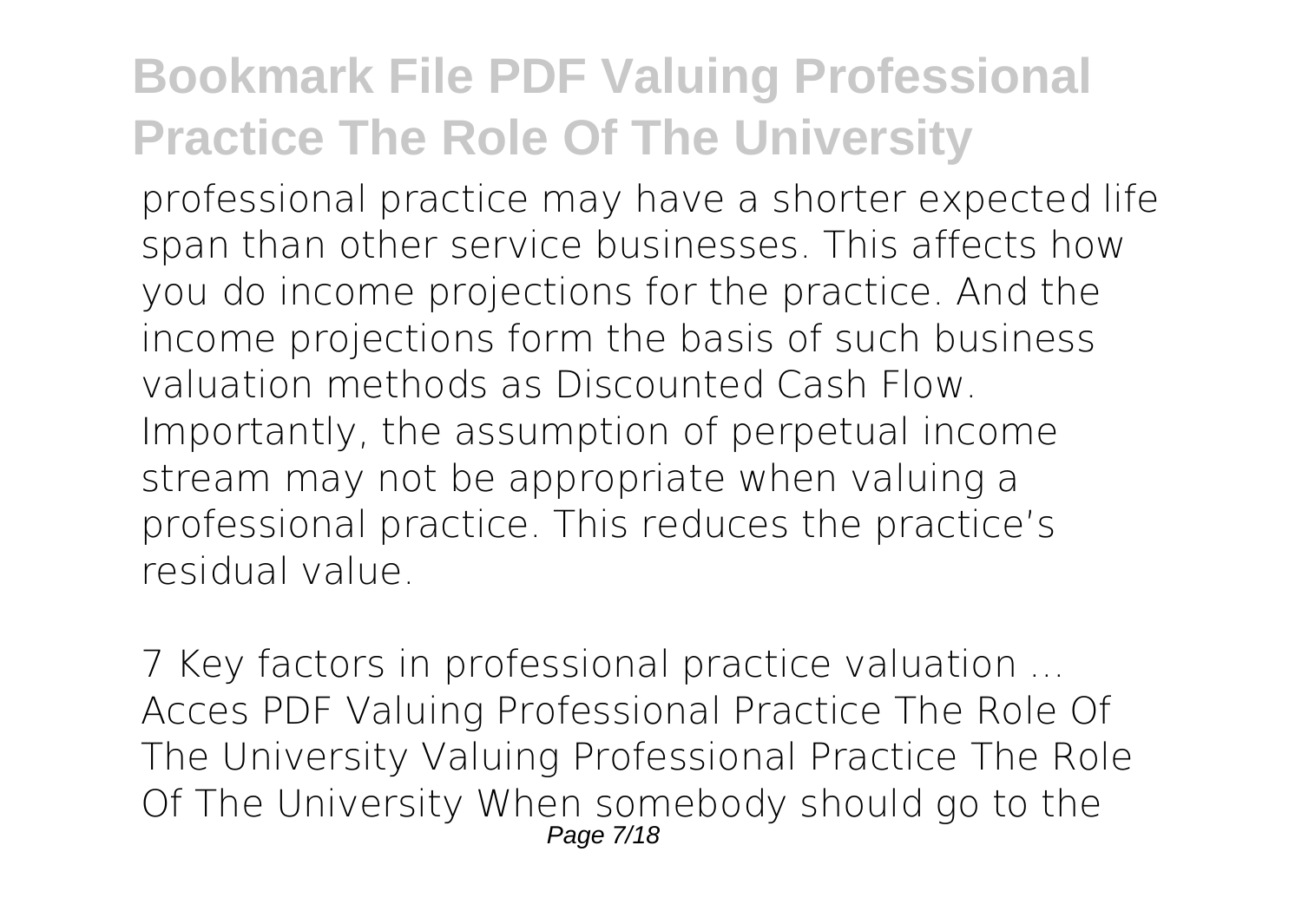professional practice may have a shorter expected life span than other service businesses. This affects how you do income projections for the practice. And the income projections form the basis of such business valuation methods as Discounted Cash Flow. Importantly, the assumption of perpetual income stream may not be appropriate when valuing a professional practice. This reduces the practice's residual value.

*7 Key factors in professional practice valuation ...*

Acces PDF Valuing Professional Practice The Role Of The University Valuing Professional Practice The Role Of The University When somebody should go to the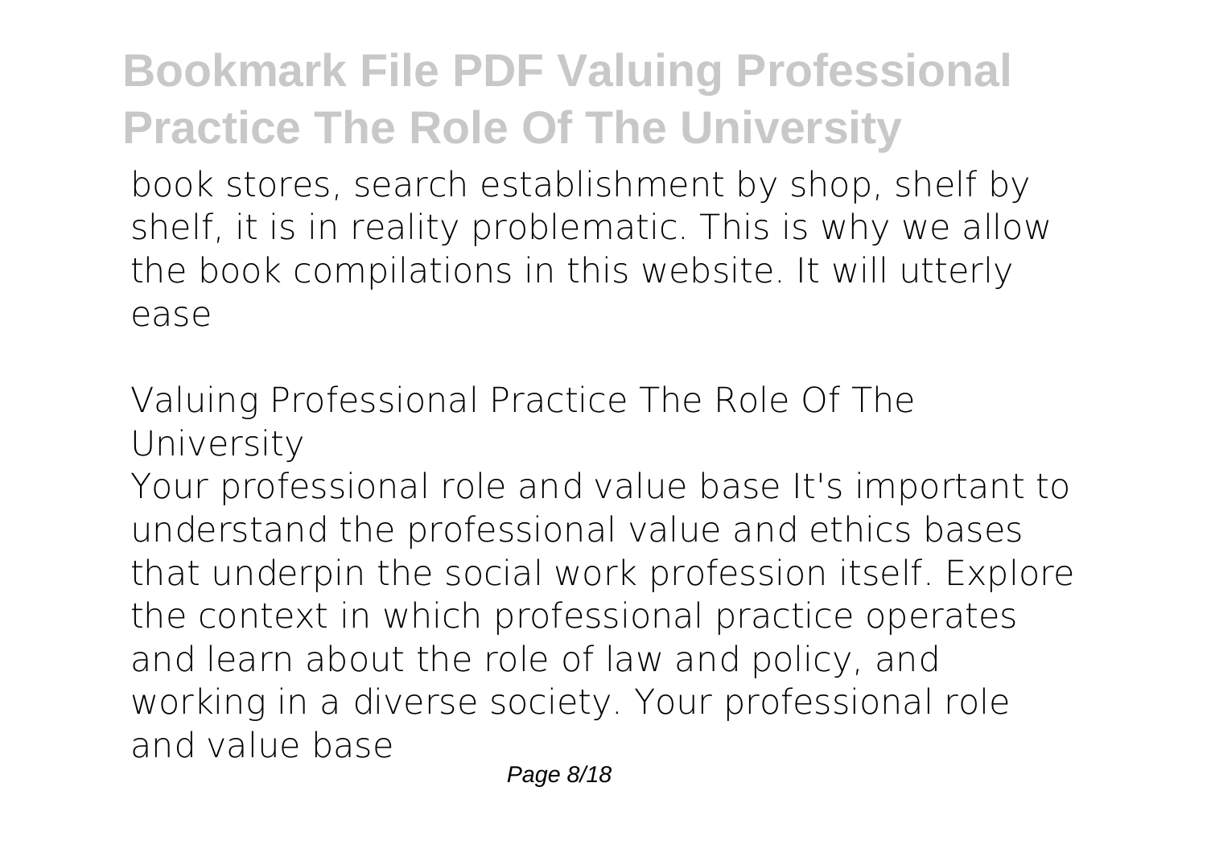book stores, search establishment by shop, shelf by shelf, it is in reality problematic. This is why we allow the book compilations in this website. It will utterly ease

## Valuing Professional Practice The Role Of The University

Your professional role and value base It's important to understand the professional value and ethics bases that underpin the social work profession itself. Explore the context in which professional practice operates and learn about the role of law and policy, and working in a diverse society. Your professional role and value base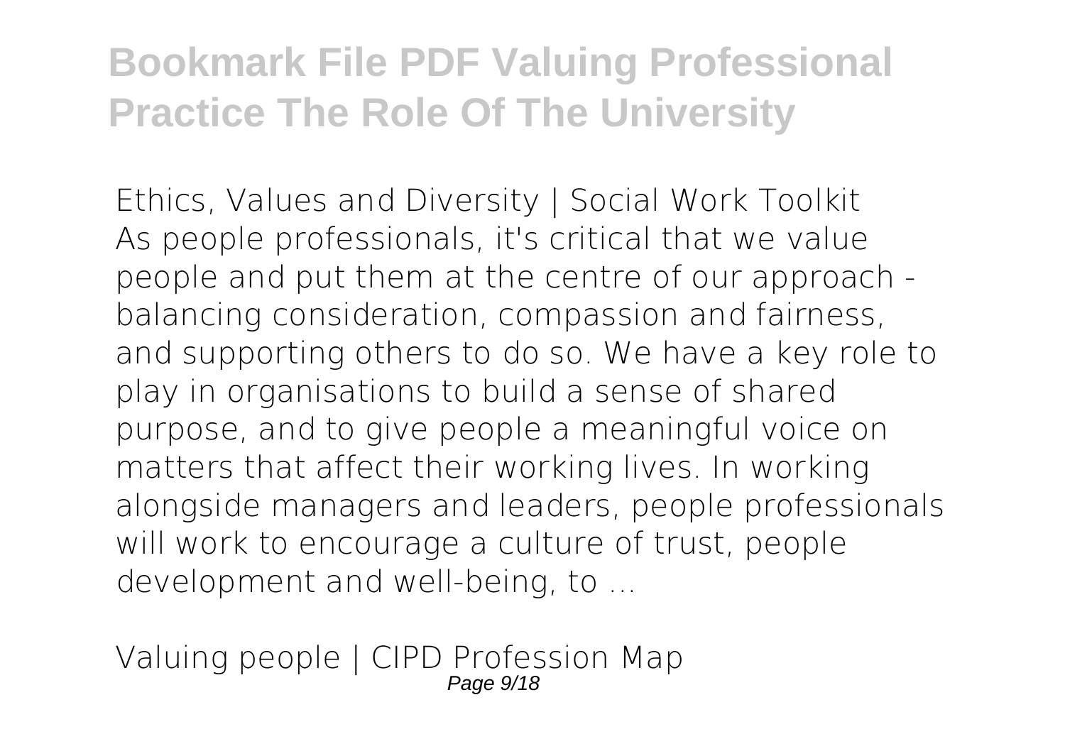**Ethics, Values and Diversity | Social Work Toolkit**
As people professionals, it's critical that we value people and put them at the centre of our approach - balancing consideration, compassion and fairness, and supporting others to do so. We have a key role to play in organisations to build a sense of shared purpose, and to give people a meaningful voice on matters that affect their working lives. In working alongside managers and leaders, people professionals will work to encourage a culture of trust, people development and well-being, to ...

**Valuing people | CIPD Profession Map**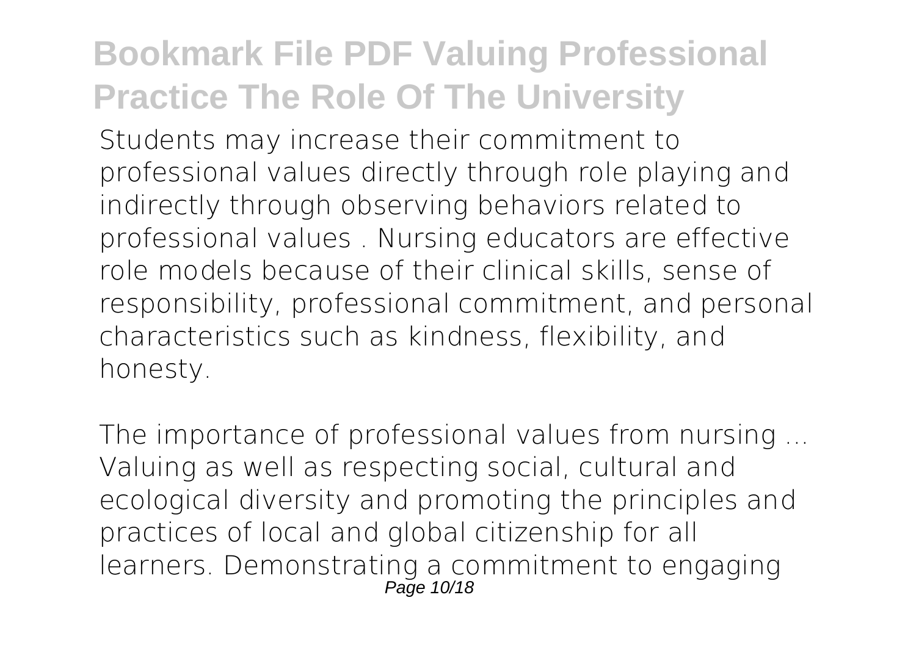Students may increase their commitment to professional values directly through role playing and indirectly through observing behaviors related to professional values . Nursing educators are effective role models because of their clinical skills, sense of responsibility, professional commitment, and personal characteristics such as kindness, flexibility, and honesty.

*The importance of professional values from nursing ...*

Valuing as well as respecting social, cultural and ecological diversity and promoting the principles and practices of local and global citizenship for all learners. Demonstrating a commitment to engaging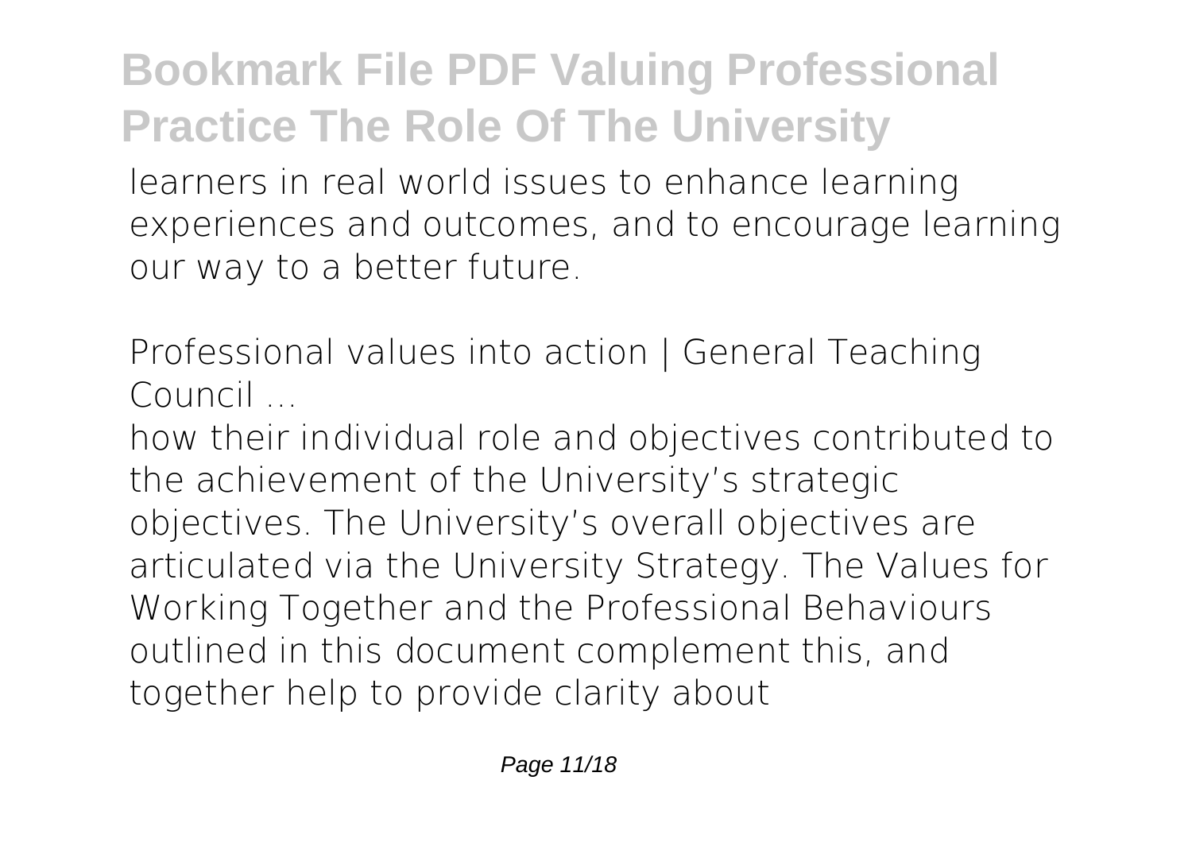learners in real world issues to enhance learning experiences and outcomes, and to encourage learning our way to a better future.

*Professional values into action | General Teaching Council ...*

how their individual role and objectives contributed to the achievement of the University's strategic objectives. The University's overall objectives are articulated via the University Strategy. The Values for Working Together and the Professional Behaviours outlined in this document complement this, and together help to provide clarity about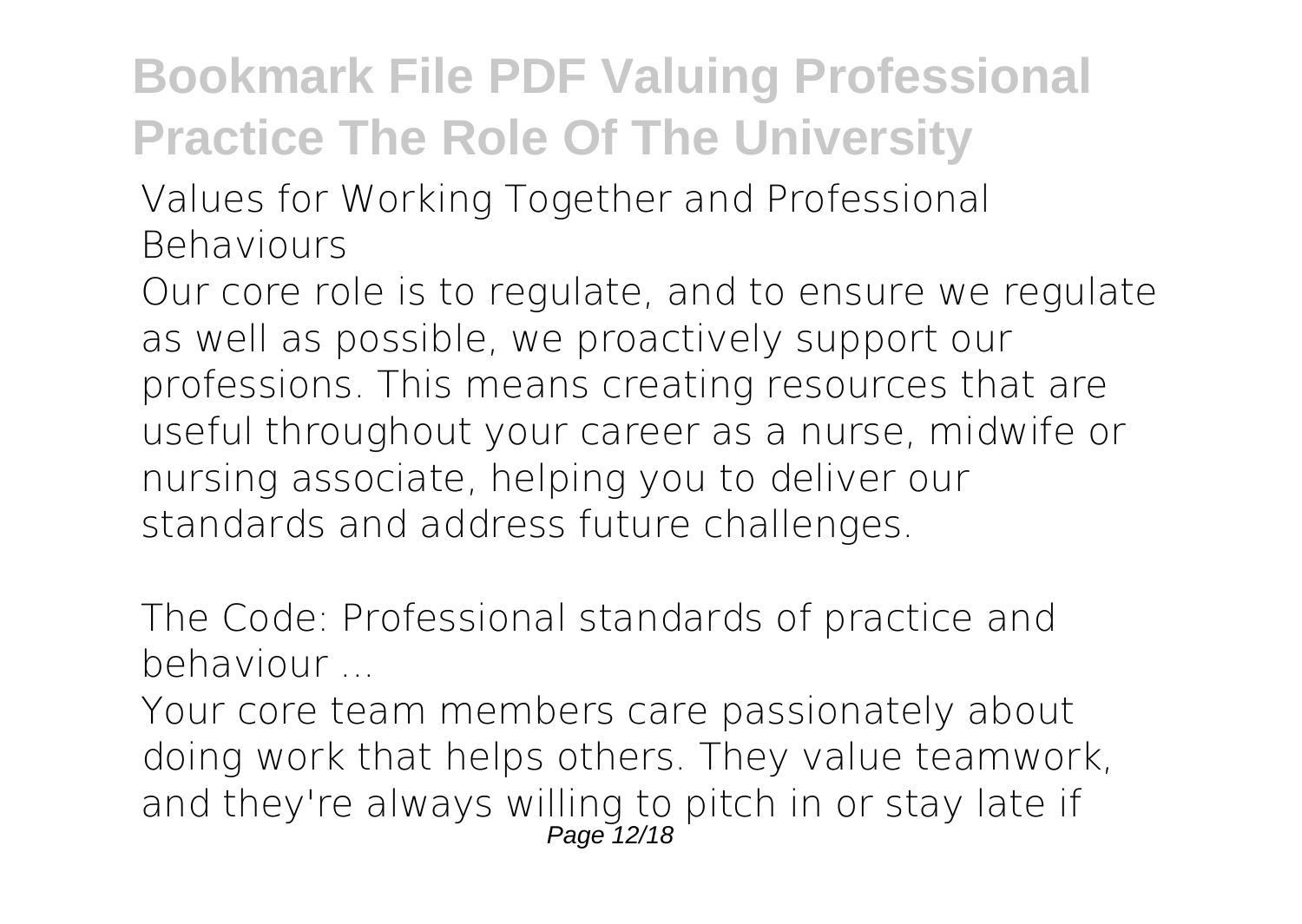**Values for Working Together and Professional Behaviours**

Our core role is to regulate, and to ensure we regulate as well as possible, we proactively support our professions. This means creating resources that are useful throughout your career as a nurse, midwife or nursing associate, helping you to deliver our standards and address future challenges.

**The Code: Professional standards of practice and behaviour ...**

Your core team members care passionately about doing work that helps others. They value teamwork, and they're always willing to pitch in or stay late if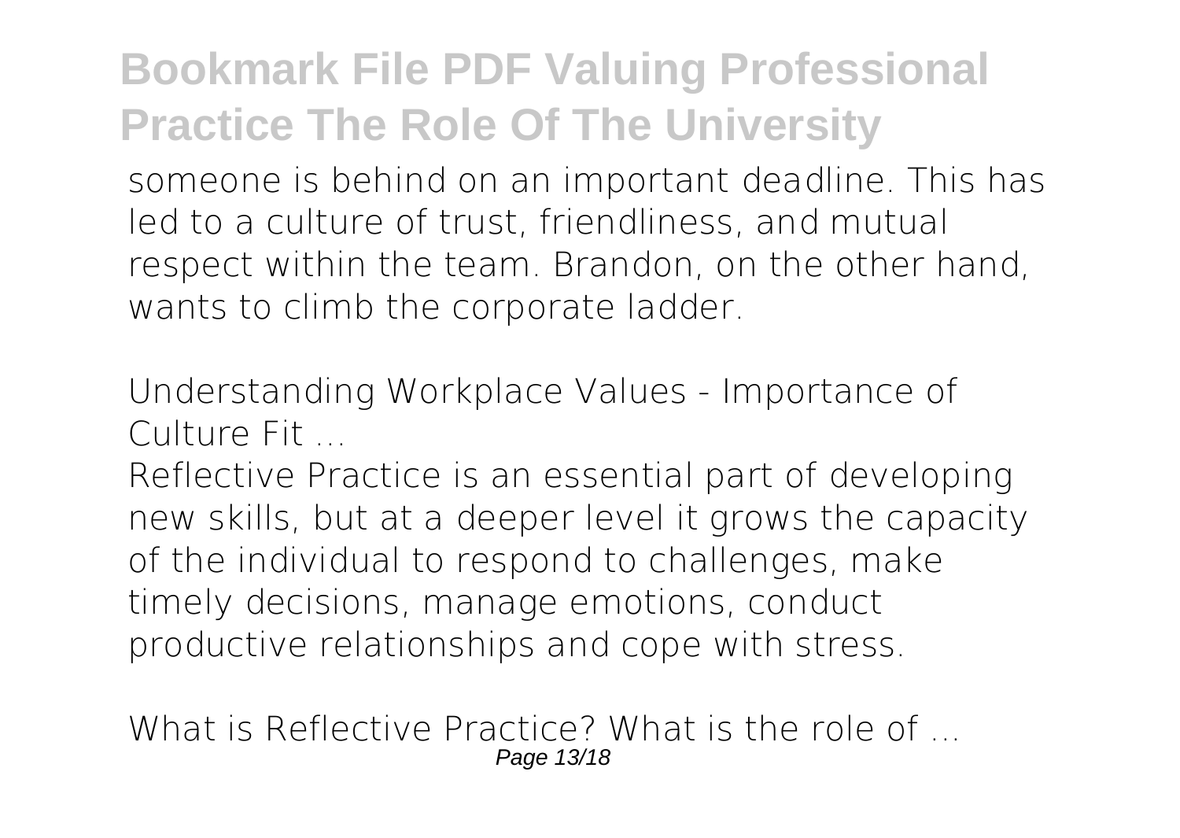someone is behind on an important deadline. This has led to a culture of trust, friendliness, and mutual respect within the team. Brandon, on the other hand, wants to climb the corporate ladder.

*Understanding Workplace Values - Importance of Culture Fit ...*

Reflective Practice is an essential part of developing new skills, but at a deeper level it grows the capacity of the individual to respond to challenges, make timely decisions, manage emotions, conduct productive relationships and cope with stress.

*What is Reflective Practice? What is the role of ...*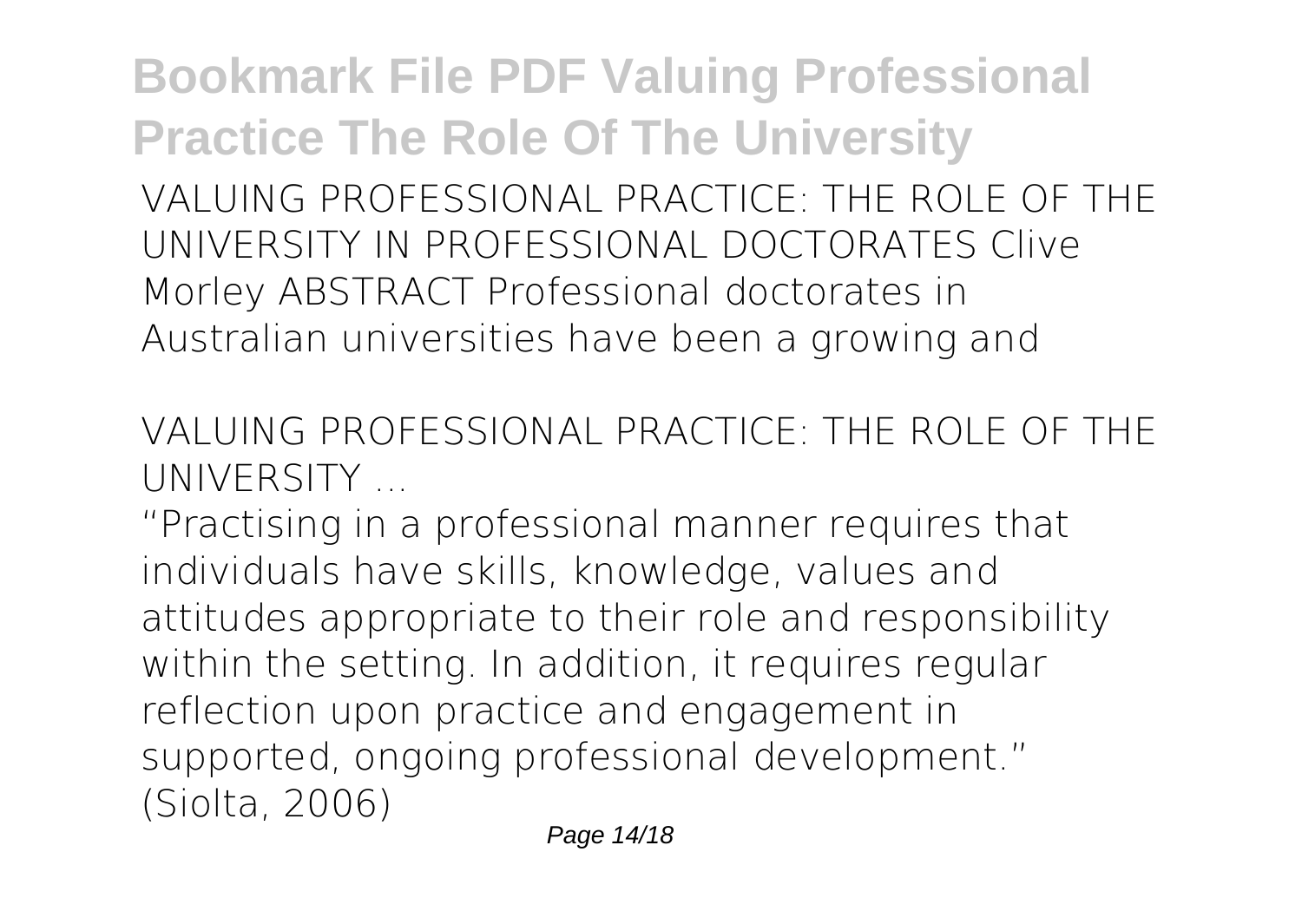VALUING PROFESSIONAL PRACTICE: THE ROLE OF THE UNIVERSITY IN PROFESSIONAL DOCTORATES Clive Morley ABSTRACT Professional doctorates in Australian universities have been a growing and

VALUING PROFESSIONAL PRACTICE: THE ROLE OF THE UNIVERSITY ...

"Practising in a professional manner requires that individuals have skills, knowledge, values and attitudes appropriate to their role and responsibility within the setting. In addition, it requires regular reflection upon practice and engagement in supported, ongoing professional development." (Siolta, 2006)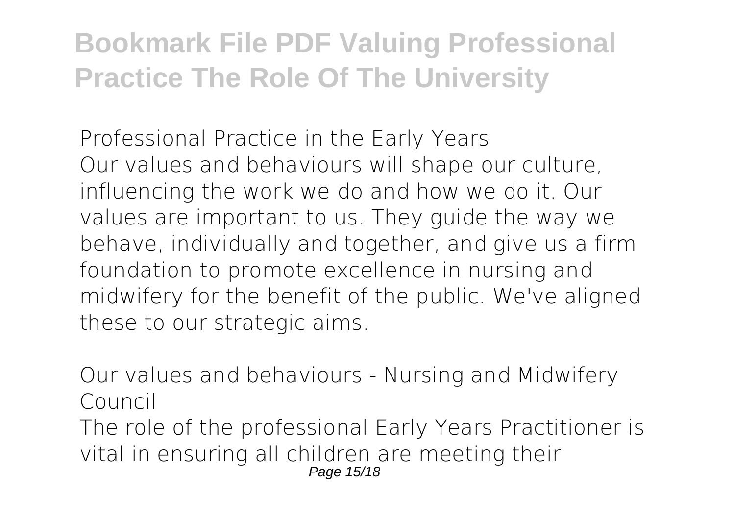*Professional Practice in the Early Years*

Our values and behaviours will shape our culture, influencing the work we do and how we do it. Our values are important to us. They guide the way we behave, individually and together, and give us a firm foundation to promote excellence in nursing and midwifery for the benefit of the public. We've aligned these to our strategic aims.

*Our values and behaviours - Nursing and Midwifery Council*

The role of the professional Early Years Practitioner is vital in ensuring all children are meeting their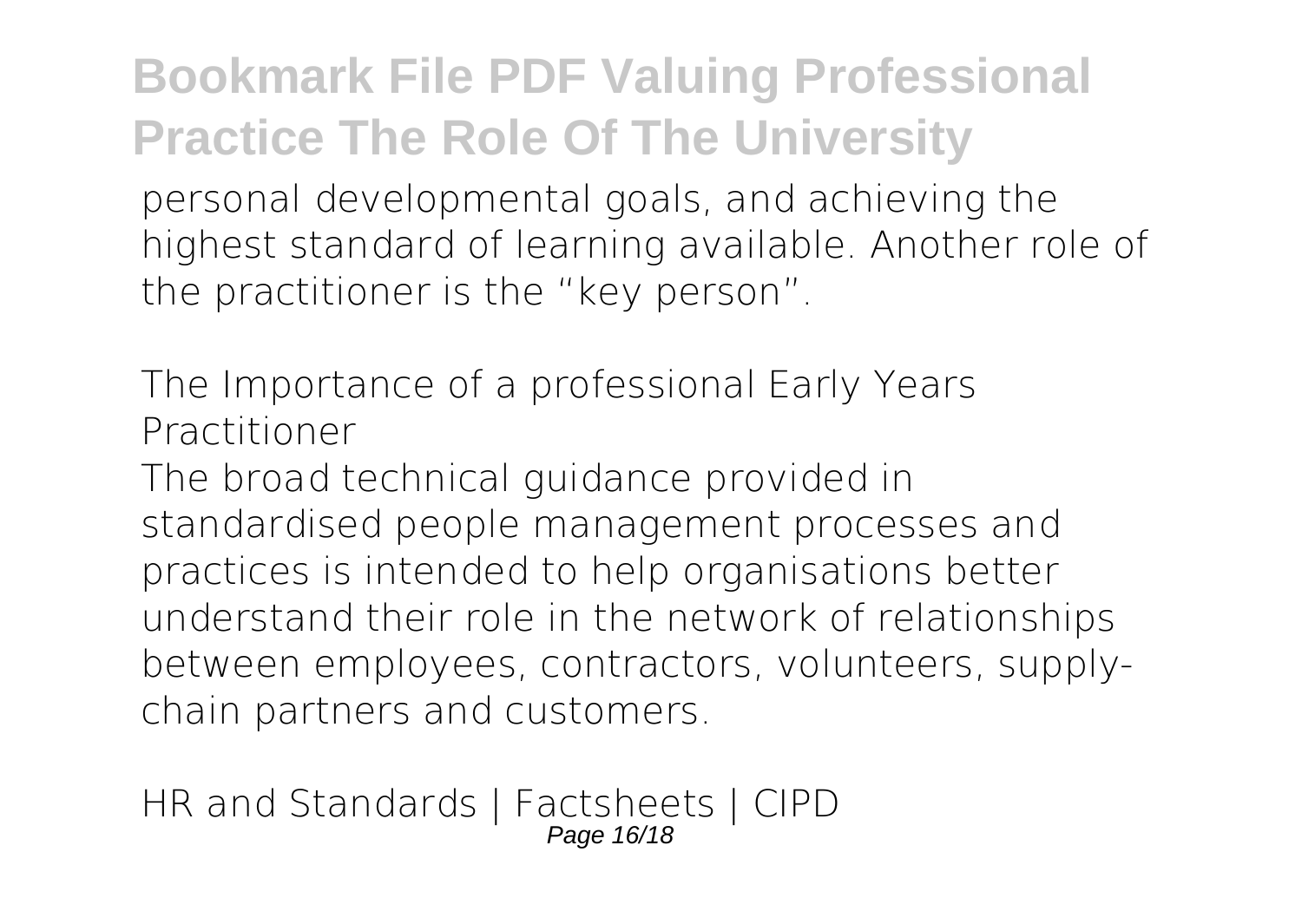personal developmental goals, and achieving the highest standard of learning available. Another role of the practitioner is the "key person".

*The Importance of a professional Early Years Practitioner*

The broad technical guidance provided in standardised people management processes and practices is intended to help organisations better understand their role in the network of relationships between employees, contractors, volunteers, supply-chain partners and customers.

*HR and Standards | Factsheets | CIPD*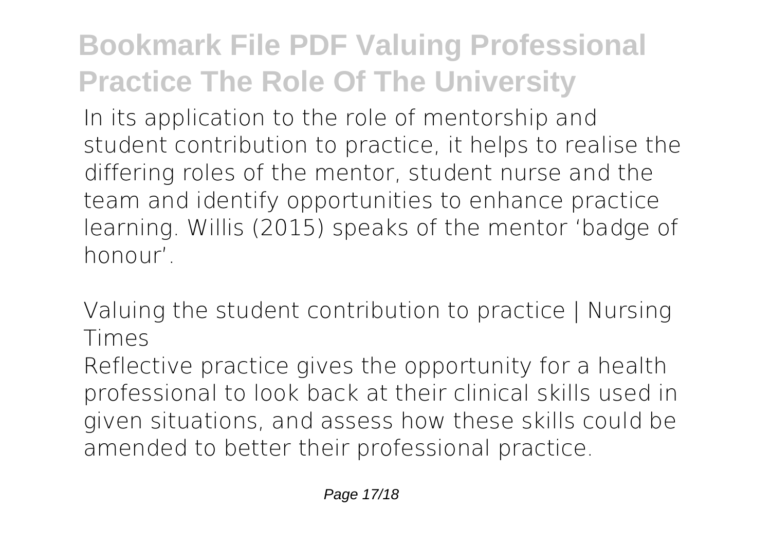In its application to the role of mentorship and student contribution to practice, it helps to realise the differing roles of the mentor, student nurse and the team and identify opportunities to enhance practice learning. Willis (2015) speaks of the mentor 'badge of honour'.

*Valuing the student contribution to practice | Nursing Times*

Reflective practice gives the opportunity for a health professional to look back at their clinical skills used in given situations, and assess how these skills could be amended to better their professional practice.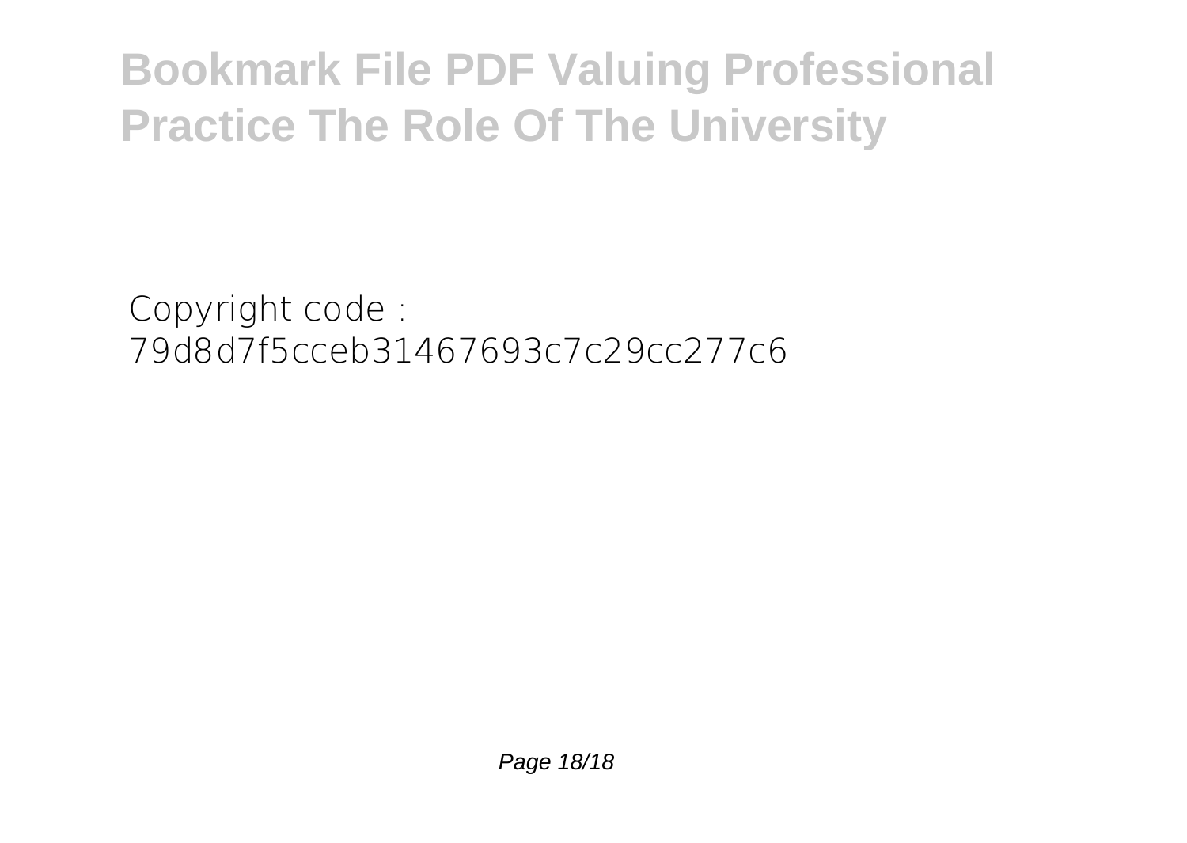Copyright code : 79d8d7f5cceb31467693c7c29cc277c6